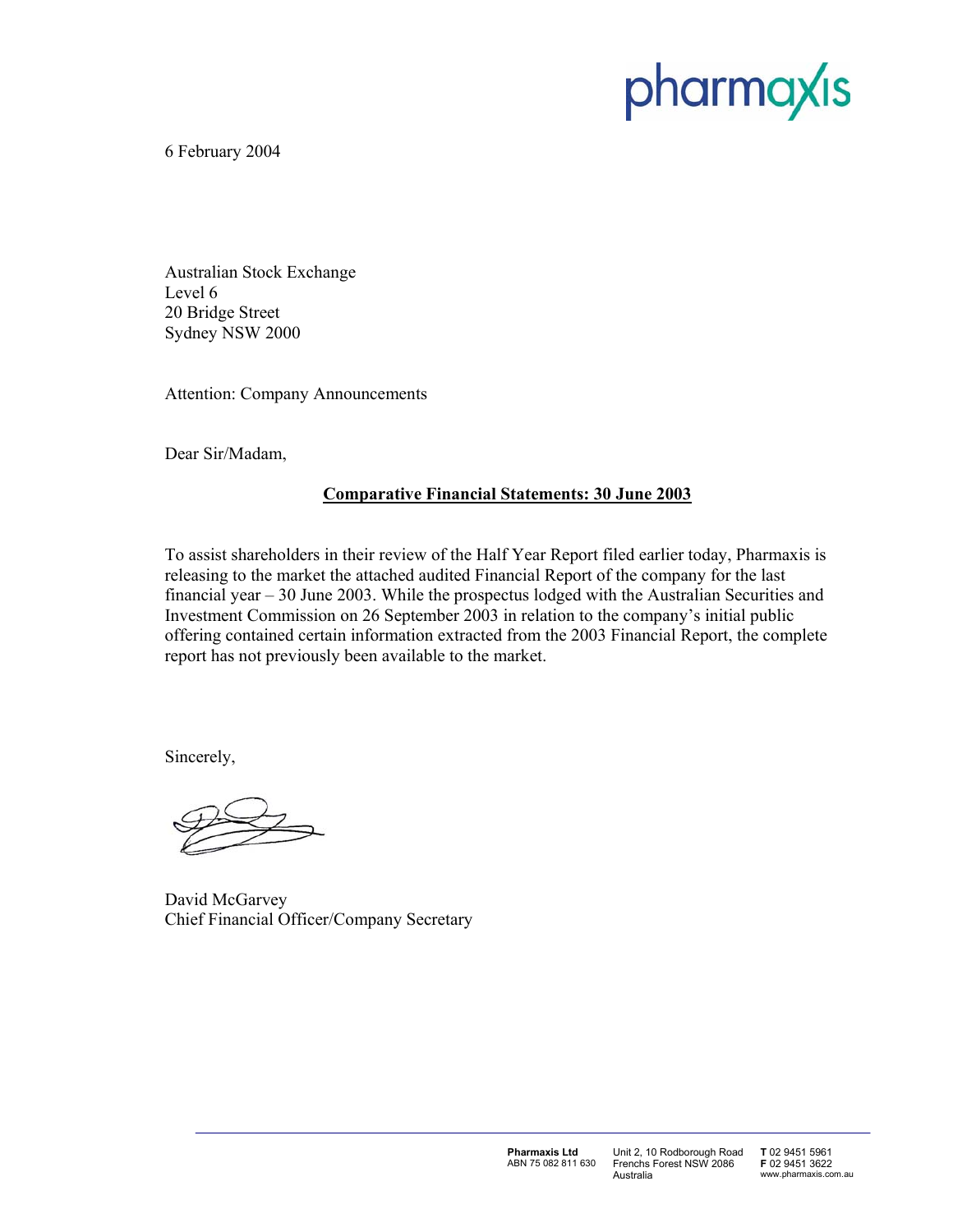pharmaxis

6 February 2004

Australian Stock Exchange
Level 6
20 Bridge Street
Sydney NSW 2000

Attention: Company Announcements

Dear Sir/Madam,

**Comparative Financial Statements: 30 June 2003**

To assist shareholders in their review of the Half Year Report filed earlier today, Pharmaxis is releasing to the market the attached audited Financial Report of the company for the last financial year – 30 June 2003. While the prospectus lodged with the Australian Securities and Investment Commission on 26 September 2003 in relation to the company's initial public offering contained certain information extracted from the 2003 Financial Report, the complete report has not previously been available to the market.

Sincerely,

David McGarvey
Chief Financial Officer/Company Secretary

**Pharmaxis Ltd**
ABN 75 082 811 630

Unit 2, 10 Rodborough Road
Frenchs Forest NSW 2086
Australia

**T** 02 9451 5961
**F** 02 9451 3622
www.pharmaxis.com.au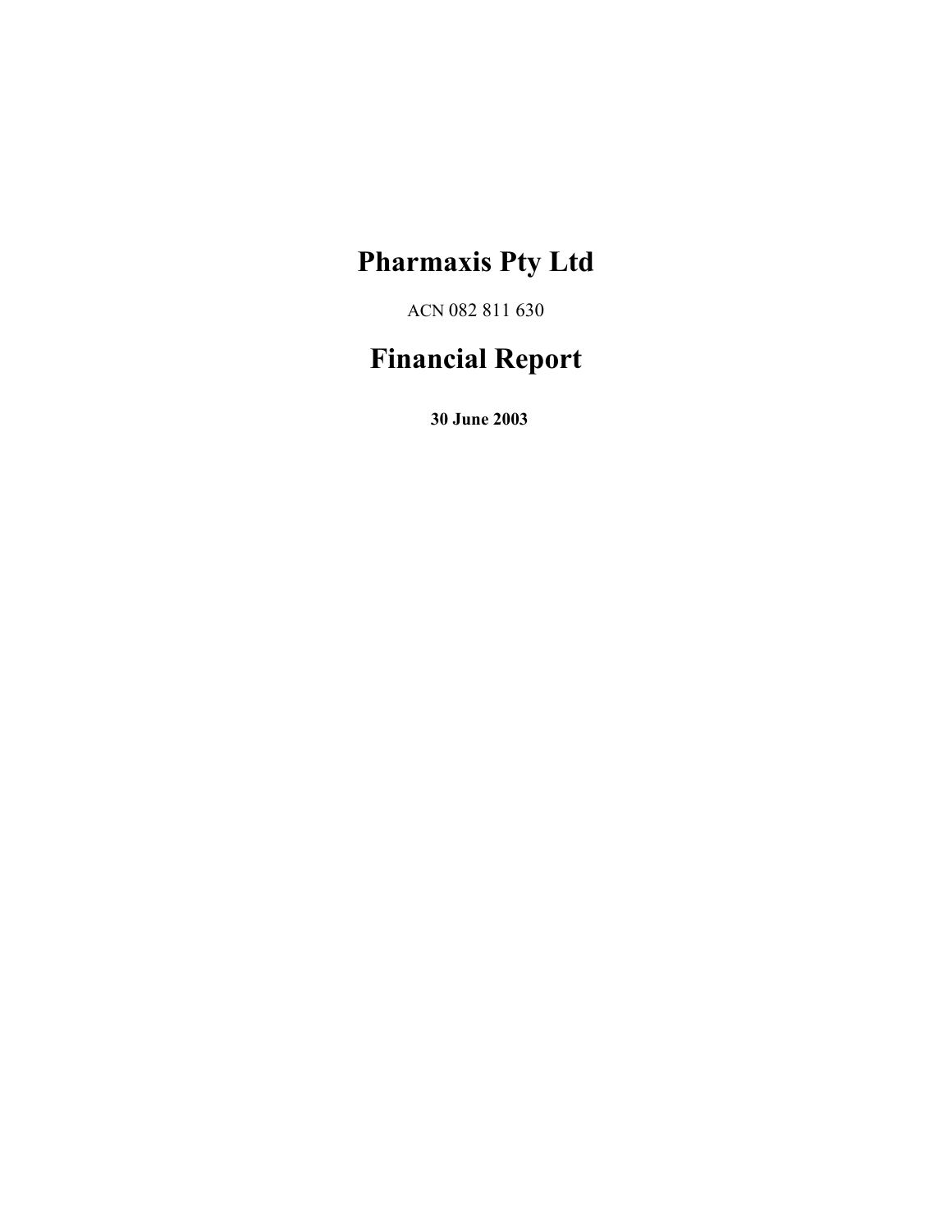# Pharmaxis Pty Ltd

ACN 082 811 630

# Financial Report

**30 June 2003**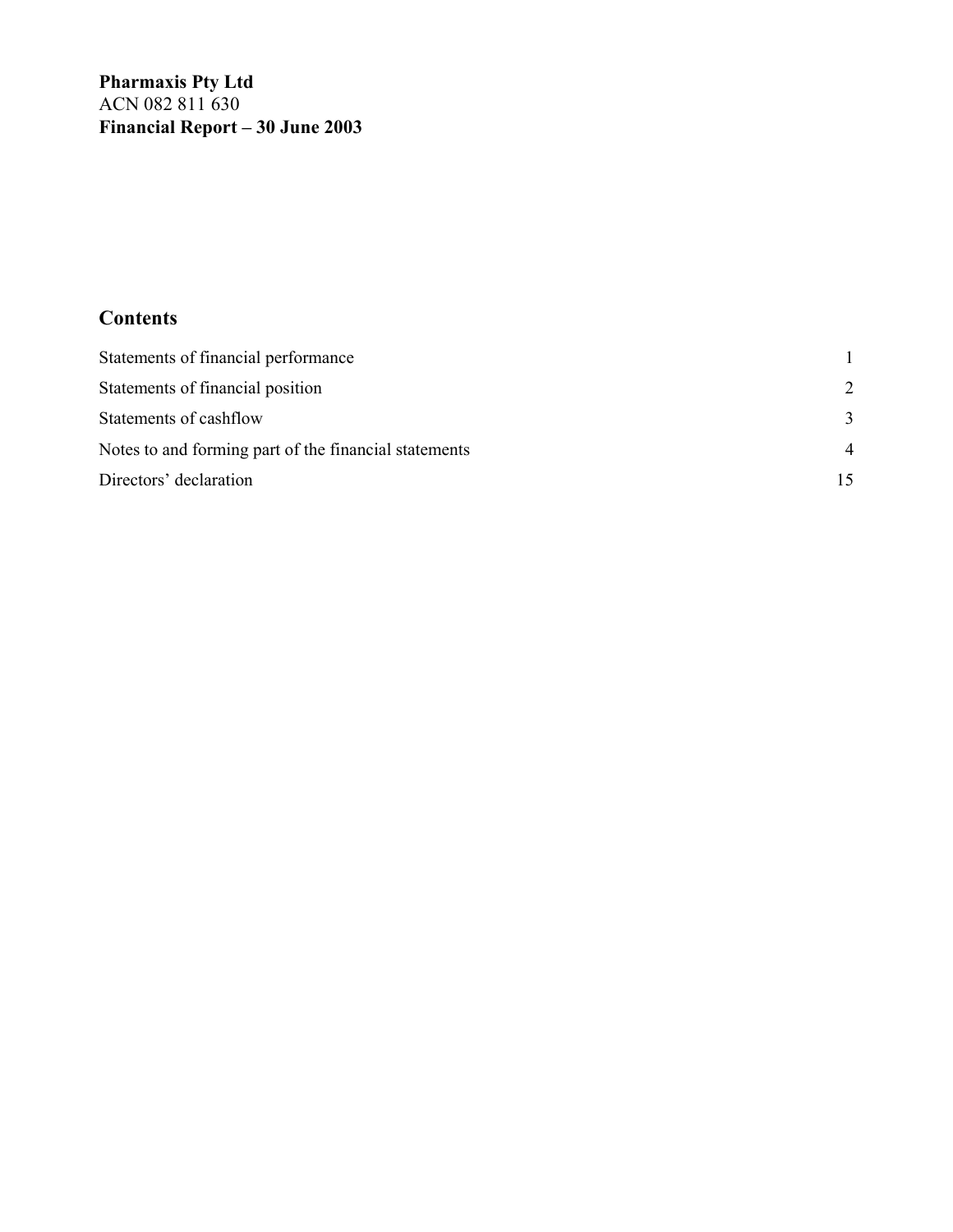**Pharmaxis Pty Ltd**
ACN 082 811 630
**Financial Report – 30 June 2003**

## Contents

| | |
|---|---|
| Statements of financial performance | 1 |
| Statements of financial position | 2 |
| Statements of cashflow | 3 |
| Notes to and forming part of the financial statements | 4 |
| Directors' declaration | 15 |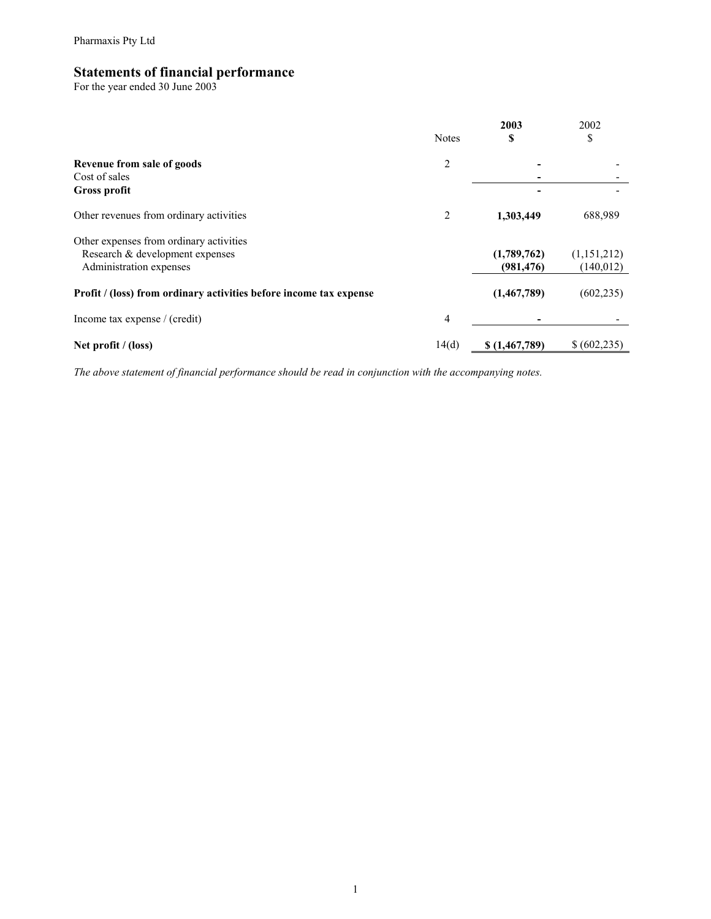Pharmaxis Pty Ltd

# Statements of financial performance

For the year ended 30 June 2003

| | Notes | **2003** **$** | 2002 $ |
|---|---|---|---|
| **Revenue from sale of goods** | 2 | **-** | - |
| Cost of sales | | **-** | - |
| **Gross profit** | | **-** | - |
| Other revenues from ordinary activities | 2 | **1,303,449** | 688,989 |
| Other expenses from ordinary activities | | | |
| Research & development expenses | | **(1,789,762)** | (1,151,212) |
| Administration expenses | | **(981,476)** | (140,012) |
| **Profit / (loss) from ordinary activities before income tax expense** | | **(1,467,789)** | (602,235) |
| Income tax expense / (credit) | 4 | **-** | - |
| **Net profit / (loss)** | 14(d) | **$ (1,467,789)** | $ (602,235) |

*The above statement of financial performance should be read in conjunction with the accompanying notes.*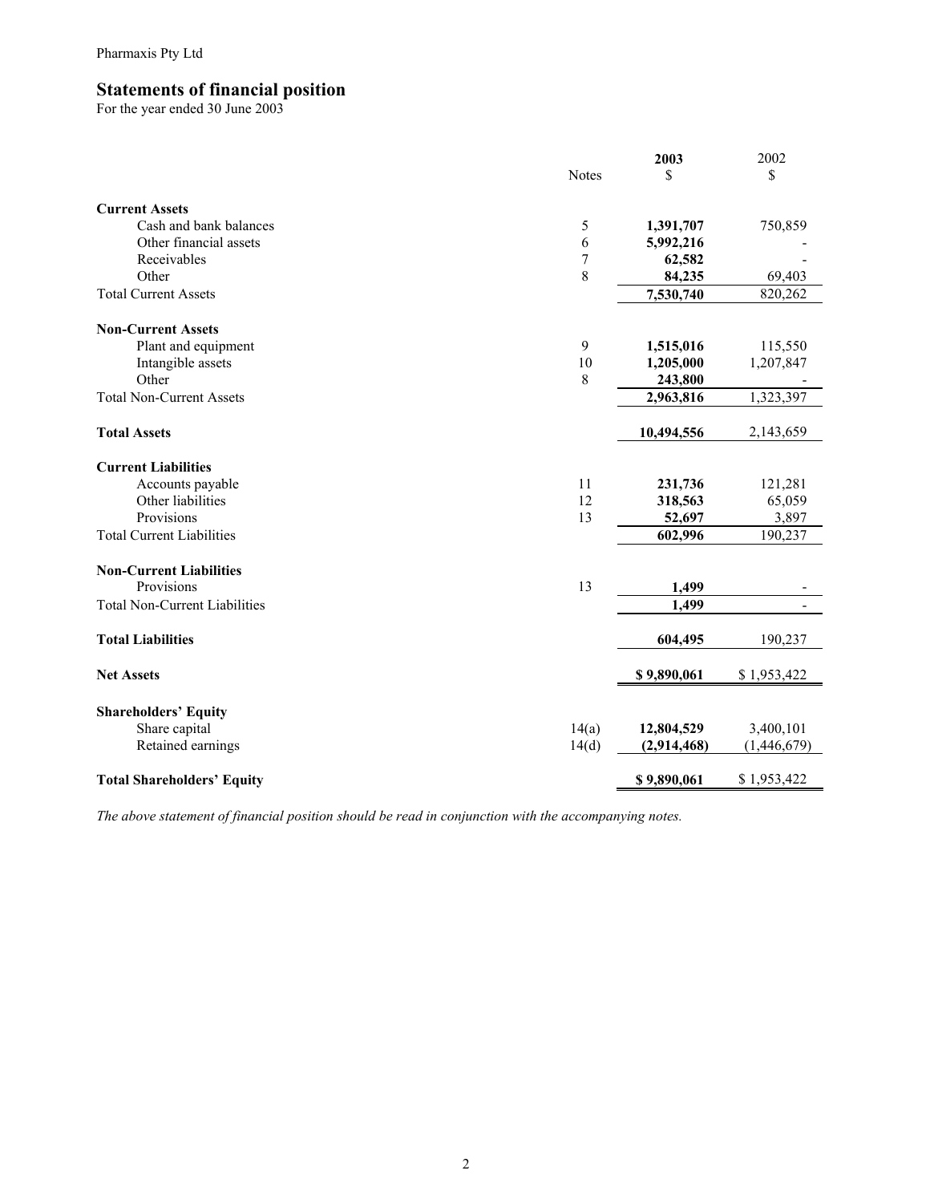Pharmaxis Pty Ltd

# Statements of financial position

For the year ended 30 June 2003

| | Notes | **2003** $ | 2002 $ |
|---|---|---|---|
| **Current Assets** | | | |
| Cash and bank balances | 5 | **1,391,707** | 750,859 |
| Other financial assets | 6 | **5,992,216** | - |
| Receivables | 7 | **62,582** | - |
| Other | 8 | **84,235** | 69,403 |
| Total Current Assets | | **7,530,740** | 820,262 |
| **Non-Current Assets** | | | |
| Plant and equipment | 9 | **1,515,016** | 115,550 |
| Intangible assets | 10 | **1,205,000** | 1,207,847 |
| Other | 8 | **243,800** | - |
| Total Non-Current Assets | | **2,963,816** | 1,323,397 |
| **Total Assets** | | **10,494,556** | 2,143,659 |
| **Current Liabilities** | | | |
| Accounts payable | 11 | **231,736** | 121,281 |
| Other liabilities | 12 | **318,563** | 65,059 |
| Provisions | 13 | **52,697** | 3,897 |
| Total Current Liabilities | | **602,996** | 190,237 |
| **Non-Current Liabilities** | | | |
| Provisions | 13 | **1,499** | - |
| Total Non-Current Liabilities | | **1,499** | - |
| **Total Liabilities** | | **604,495** | 190,237 |
| **Net Assets** | | **$ 9,890,061** | $ 1,953,422 |
| **Shareholders' Equity** | | | |
| Share capital | 14(a) | **12,804,529** | 3,400,101 |
| Retained earnings | 14(d) | **(2,914,468)** | (1,446,679) |
| **Total Shareholders' Equity** | | **$ 9,890,061** | $ 1,953,422 |

*The above statement of financial position should be read in conjunction with the accompanying notes.*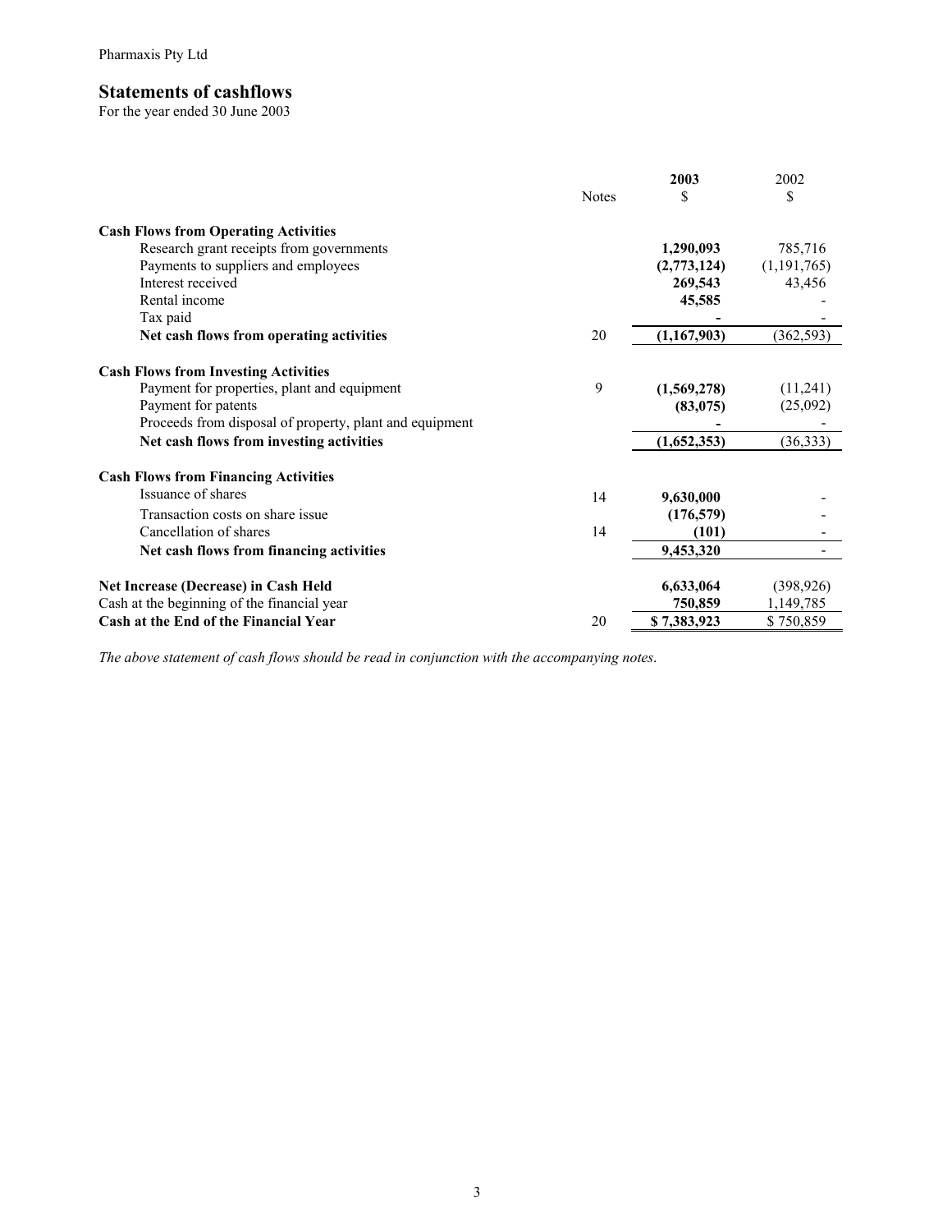Pharmaxis Pty Ltd

## Statements of cashflows

For the year ended 30 June 2003

| | Notes | 2003 $ | 2002 $ |
|---|---|---|---|
| **Cash Flows from Operating Activities** | | | |
| Research grant receipts from governments | | **1,290,093** | 785,716 |
| Payments to suppliers and employees | | **(2,773,124)** | (1,191,765) |
| Interest received | | **269,543** | 43,456 |
| Rental income | | **45,585** | - |
| Tax paid | | **-** | - |
| **Net cash flows from operating activities** | 20 | **(1,167,903)** | (362,593) |
| **Cash Flows from Investing Activities** | | | |
| Payment for properties, plant and equipment | 9 | **(1,569,278)** | (11,241) |
| Payment for patents | | **(83,075)** | (25,092) |
| Proceeds from disposal of property, plant and equipment | | **-** | - |
| **Net cash flows from investing activities** | | **(1,652,353)** | (36,333) |
| **Cash Flows from Financing Activities** | | | |
| Issuance of shares | 14 | **9,630,000** | - |
| Transaction costs on share issue | | **(176,579)** | - |
| Cancellation of shares | 14 | **(101)** | - |
| **Net cash flows from financing activities** | | **9,453,320** | - |
| **Net Increase (Decrease) in Cash Held** | | **6,633,064** | (398,926) |
| Cash at the beginning of the financial year | | **750,859** | 1,149,785 |
| **Cash at the End of the Financial Year** | 20 | **$ 7,383,923** | $ 750,859 |

*The above statement of cash flows should be read in conjunction with the accompanying notes.*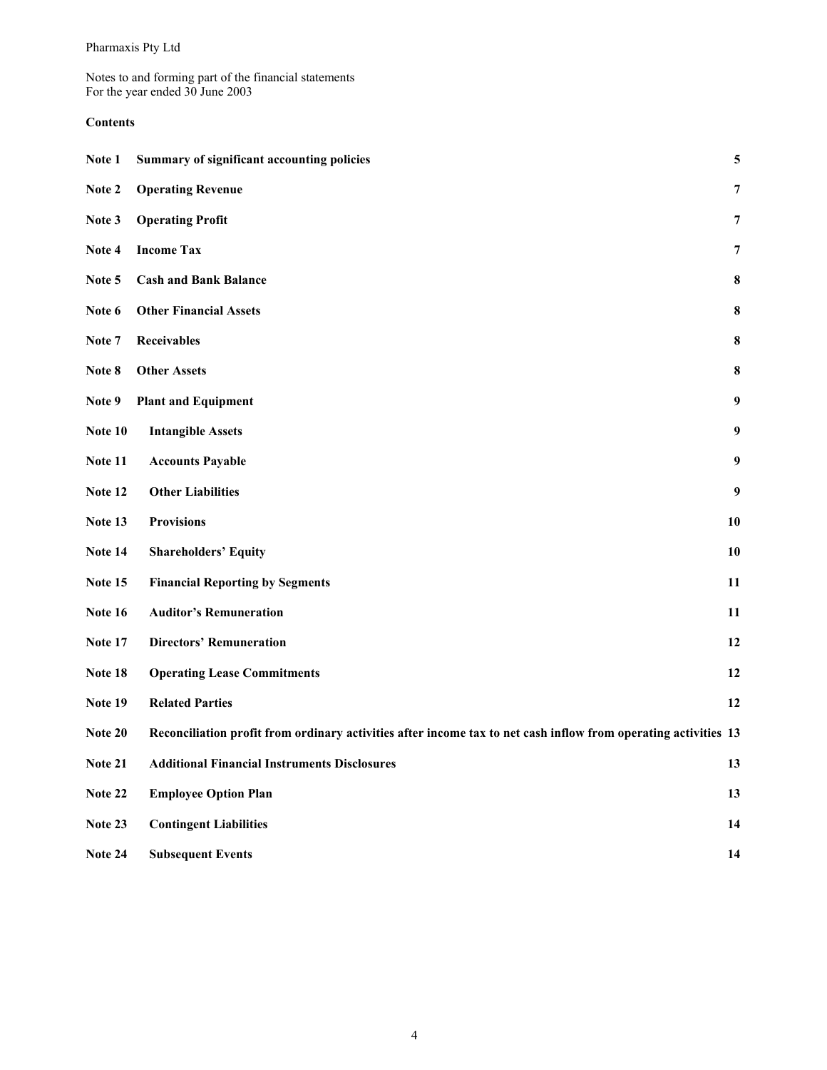Pharmaxis Pty Ltd

Notes to and forming part of the financial statements
For the year ended 30 June 2003

**Contents**

| | | |
|---|---|---|
| **Note 1** | **Summary of significant accounting policies** | **5** |
| **Note 2** | **Operating Revenue** | **7** |
| **Note 3** | **Operating Profit** | **7** |
| **Note 4** | **Income Tax** | **7** |
| **Note 5** | **Cash and Bank Balance** | **8** |
| **Note 6** | **Other Financial Assets** | **8** |
| **Note 7** | **Receivables** | **8** |
| **Note 8** | **Other Assets** | **8** |
| **Note 9** | **Plant and Equipment** | **9** |
| **Note 10** | **Intangible Assets** | **9** |
| **Note 11** | **Accounts Payable** | **9** |
| **Note 12** | **Other Liabilities** | **9** |
| **Note 13** | **Provisions** | **10** |
| **Note 14** | **Shareholders' Equity** | **10** |
| **Note 15** | **Financial Reporting by Segments** | **11** |
| **Note 16** | **Auditor's Remuneration** | **11** |
| **Note 17** | **Directors' Remuneration** | **12** |
| **Note 18** | **Operating Lease Commitments** | **12** |
| **Note 19** | **Related Parties** | **12** |
| **Note 20** | **Reconciliation profit from ordinary activities after income tax to net cash inflow from operating activities** | **13** |
| **Note 21** | **Additional Financial Instruments Disclosures** | **13** |
| **Note 22** | **Employee Option Plan** | **13** |
| **Note 23** | **Contingent Liabilities** | **14** |
| **Note 24** | **Subsequent Events** | **14** |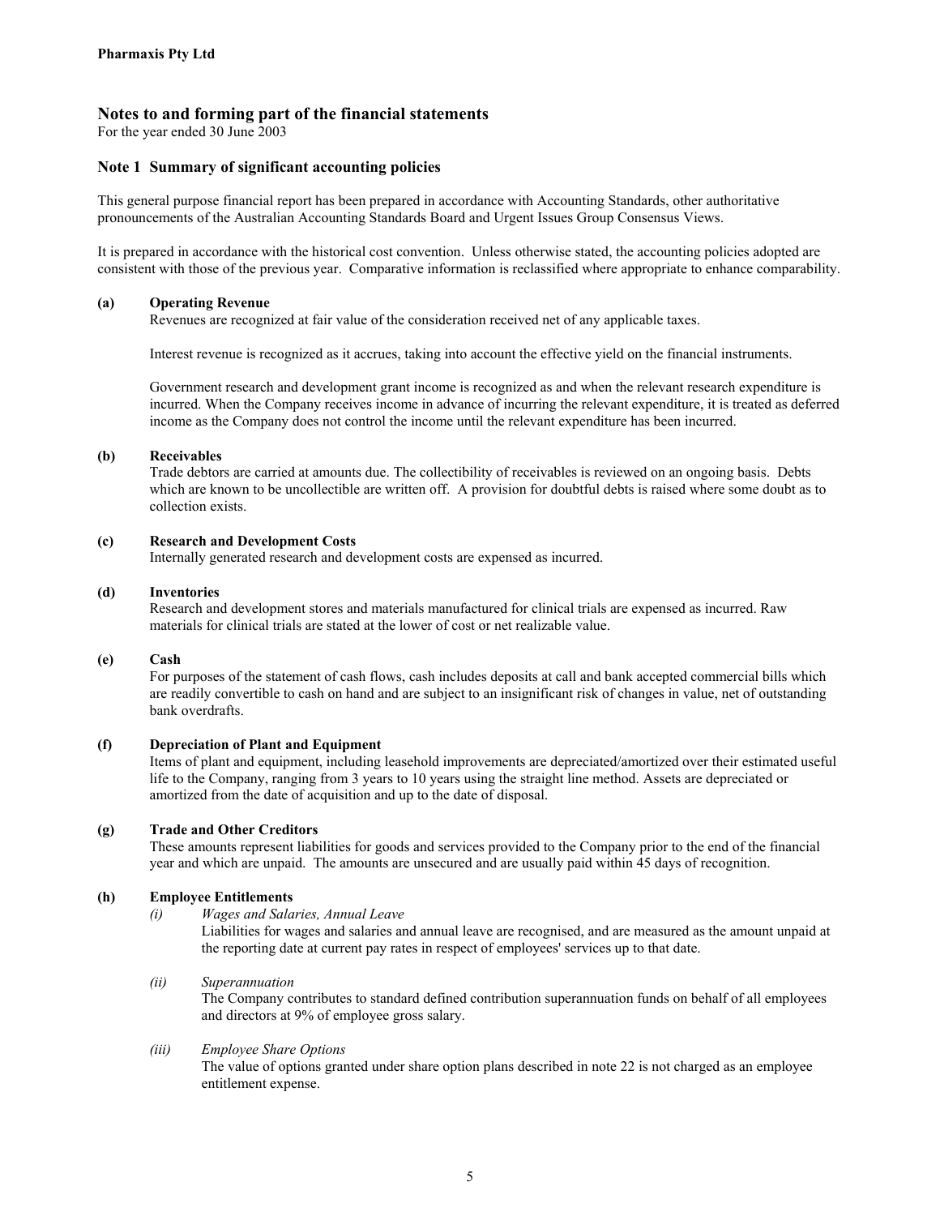**Pharmaxis Pty Ltd**

## Notes to and forming part of the financial statements

For the year ended 30 June 2003

### Note 1 Summary of significant accounting policies

This general purpose financial report has been prepared in accordance with Accounting Standards, other authoritative pronouncements of the Australian Accounting Standards Board and Urgent Issues Group Consensus Views.

It is prepared in accordance with the historical cost convention. Unless otherwise stated, the accounting policies adopted are consistent with those of the previous year. Comparative information is reclassified where appropriate to enhance comparability.

**(a) Operating Revenue**

Revenues are recognized at fair value of the consideration received net of any applicable taxes.

Interest revenue is recognized as it accrues, taking into account the effective yield on the financial instruments.

Government research and development grant income is recognized as and when the relevant research expenditure is incurred. When the Company receives income in advance of incurring the relevant expenditure, it is treated as deferred income as the Company does not control the income until the relevant expenditure has been incurred.

**(b) Receivables**

Trade debtors are carried at amounts due. The collectibility of receivables is reviewed on an ongoing basis. Debts which are known to be uncollectible are written off. A provision for doubtful debts is raised where some doubt as to collection exists.

**(c) Research and Development Costs**

Internally generated research and development costs are expensed as incurred.

**(d) Inventories**

Research and development stores and materials manufactured for clinical trials are expensed as incurred. Raw materials for clinical trials are stated at the lower of cost or net realizable value.

**(e) Cash**

For purposes of the statement of cash flows, cash includes deposits at call and bank accepted commercial bills which are readily convertible to cash on hand and are subject to an insignificant risk of changes in value, net of outstanding bank overdrafts.

**(f) Depreciation of Plant and Equipment**

Items of plant and equipment, including leasehold improvements are depreciated/amortized over their estimated useful life to the Company, ranging from 3 years to 10 years using the straight line method. Assets are depreciated or amortized from the date of acquisition and up to the date of disposal.

**(g) Trade and Other Creditors**

These amounts represent liabilities for goods and services provided to the Company prior to the end of the financial year and which are unpaid. The amounts are unsecured and are usually paid within 45 days of recognition.

**(h) Employee Entitlements**

*(i) Wages and Salaries, Annual Leave*

Liabilities for wages and salaries and annual leave are recognised, and are measured as the amount unpaid at the reporting date at current pay rates in respect of employees' services up to that date.

*(ii) Superannuation*

The Company contributes to standard defined contribution superannuation funds on behalf of all employees and directors at 9% of employee gross salary.

*(iii) Employee Share Options*

The value of options granted under share option plans described in note 22 is not charged as an employee entitlement expense.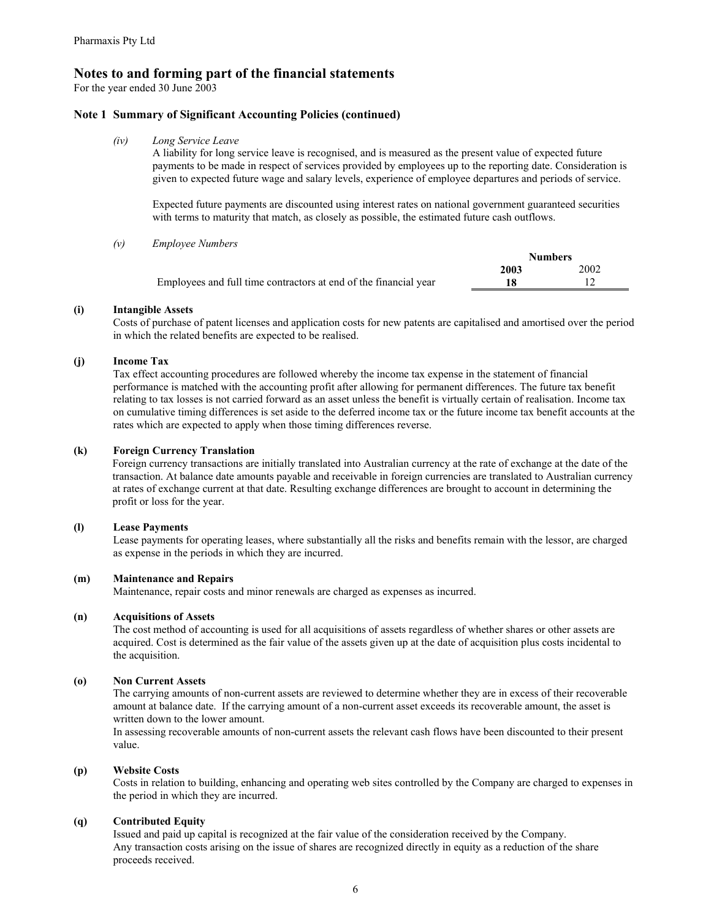Pharmaxis Pty Ltd

# Notes to and forming part of the financial statements

For the year ended 30 June 2003

## Note 1 Summary of Significant Accounting Policies (continued)

*(iv)* *Long Service Leave*

A liability for long service leave is recognised, and is measured as the present value of expected future payments to be made in respect of services provided by employees up to the reporting date. Consideration is given to expected future wage and salary levels, experience of employee departures and periods of service.

Expected future payments are discounted using interest rates on national government guaranteed securities with terms to maturity that match, as closely as possible, the estimated future cash outflows.

*(v)* *Employee Numbers*

| | Numbers | |
|---|---|---|
| | **2003** | 2002 |
| Employees and full time contractors at end of the financial year | **18** | 12 |

**(i) Intangible Assets**

Costs of purchase of patent licenses and application costs for new patents are capitalised and amortised over the period in which the related benefits are expected to be realised.

**(j) Income Tax**

Tax effect accounting procedures are followed whereby the income tax expense in the statement of financial performance is matched with the accounting profit after allowing for permanent differences. The future tax benefit relating to tax losses is not carried forward as an asset unless the benefit is virtually certain of realisation. Income tax on cumulative timing differences is set aside to the deferred income tax or the future income tax benefit accounts at the rates which are expected to apply when those timing differences reverse.

**(k) Foreign Currency Translation**

Foreign currency transactions are initially translated into Australian currency at the rate of exchange at the date of the transaction. At balance date amounts payable and receivable in foreign currencies are translated to Australian currency at rates of exchange current at that date. Resulting exchange differences are brought to account in determining the profit or loss for the year.

**(l) Lease Payments**

Lease payments for operating leases, where substantially all the risks and benefits remain with the lessor, are charged as expense in the periods in which they are incurred.

**(m) Maintenance and Repairs**

Maintenance, repair costs and minor renewals are charged as expenses as incurred.

**(n) Acquisitions of Assets**

The cost method of accounting is used for all acquisitions of assets regardless of whether shares or other assets are acquired. Cost is determined as the fair value of the assets given up at the date of acquisition plus costs incidental to the acquisition.

**(o) Non Current Assets**

The carrying amounts of non-current assets are reviewed to determine whether they are in excess of their recoverable amount at balance date. If the carrying amount of a non-current asset exceeds its recoverable amount, the asset is written down to the lower amount.

In assessing recoverable amounts of non-current assets the relevant cash flows have been discounted to their present value.

**(p) Website Costs**

Costs in relation to building, enhancing and operating web sites controlled by the Company are charged to expenses in the period in which they are incurred.

**(q) Contributed Equity**

Issued and paid up capital is recognized at the fair value of the consideration received by the Company.

Any transaction costs arising on the issue of shares are recognized directly in equity as a reduction of the share proceeds received.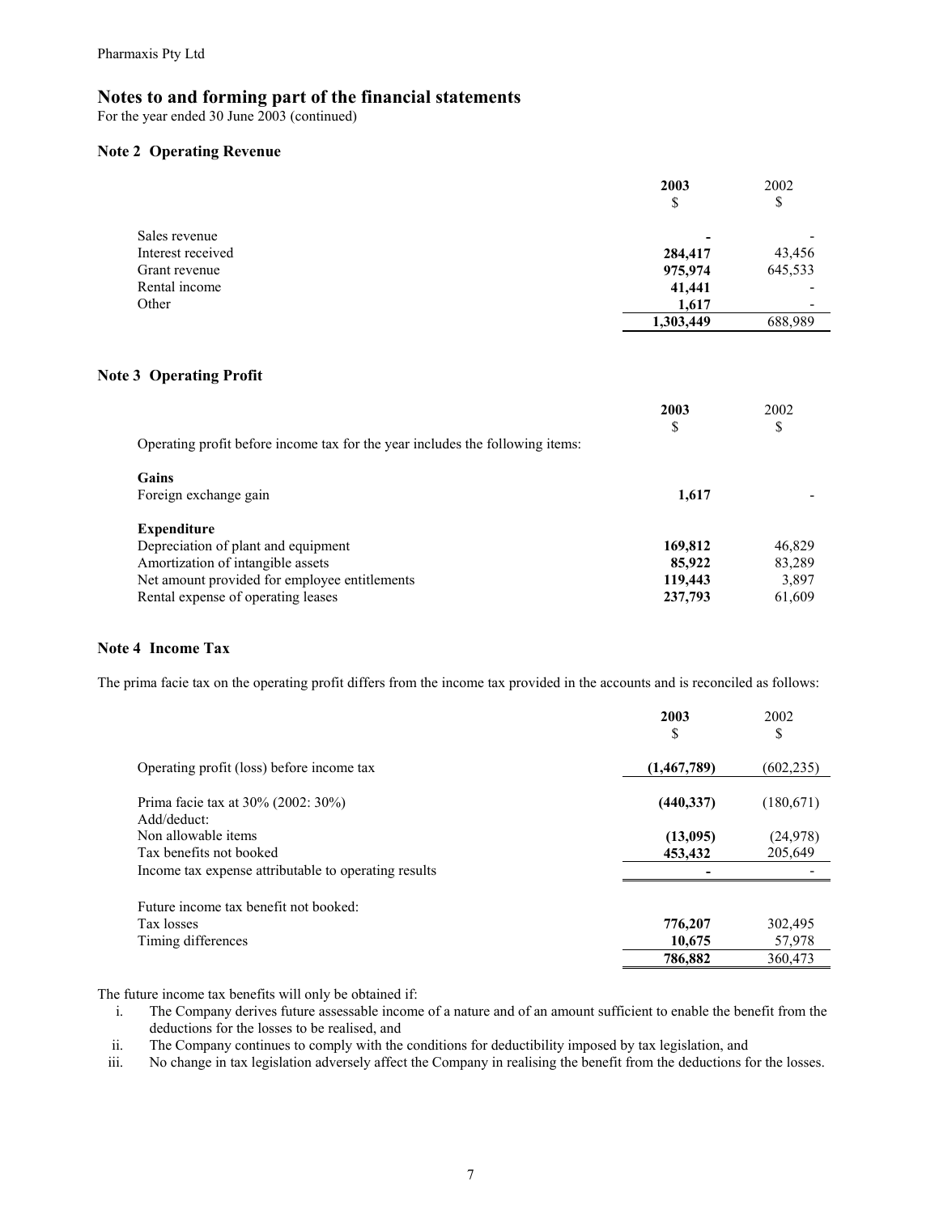Pharmaxis Pty Ltd

# Notes to and forming part of the financial statements

For the year ended 30 June 2003 (continued)

## Note 2 Operating Revenue

| | 2003 $ | 2002 $ |
|---|---|---|
| Sales revenue | **-** | - |
| Interest received | **284,417** | 43,456 |
| Grant revenue | **975,974** | 645,533 |
| Rental income | **41,441** | - |
| Other | **1,617** | - |
| | **1,303,449** | 688,989 |

## Note 3 Operating Profit

| | 2003 $ | 2002 $ |
|---|---|---|
| Operating profit before income tax for the year includes the following items: | | |
| **Gains** | | |
| Foreign exchange gain | **1,617** | - |
| **Expenditure** | | |
| Depreciation of plant and equipment | **169,812** | 46,829 |
| Amortization of intangible assets | **85,922** | 83,289 |
| Net amount provided for employee entitlements | **119,443** | 3,897 |
| Rental expense of operating leases | **237,793** | 61,609 |

## Note 4 Income Tax

The prima facie tax on the operating profit differs from the income tax provided in the accounts and is reconciled as follows:

| | 2003 $ | 2002 $ |
|---|---|---|
| Operating profit (loss) before income tax | **(1,467,789)** | (602,235) |
| Prima facie tax at 30% (2002: 30%) | **(440,337)** | (180,671) |
| Add/deduct: | | |
| Non allowable items | **(13,095)** | (24,978) |
| Tax benefits not booked | **453,432** | 205,649 |
| Income tax expense attributable to operating results | **-** | - |
| Future income tax benefit not booked: | | |
| Tax losses | **776,207** | 302,495 |
| Timing differences | **10,675** | 57,978 |
| | **786,882** | 360,473 |

The future income tax benefits will only be obtained if:

i. The Company derives future assessable income of a nature and of an amount sufficient to enable the benefit from the deductions for the losses to be realised, and

ii. The Company continues to comply with the conditions for deductibility imposed by tax legislation, and

iii. No change in tax legislation adversely affect the Company in realising the benefit from the deductions for the losses.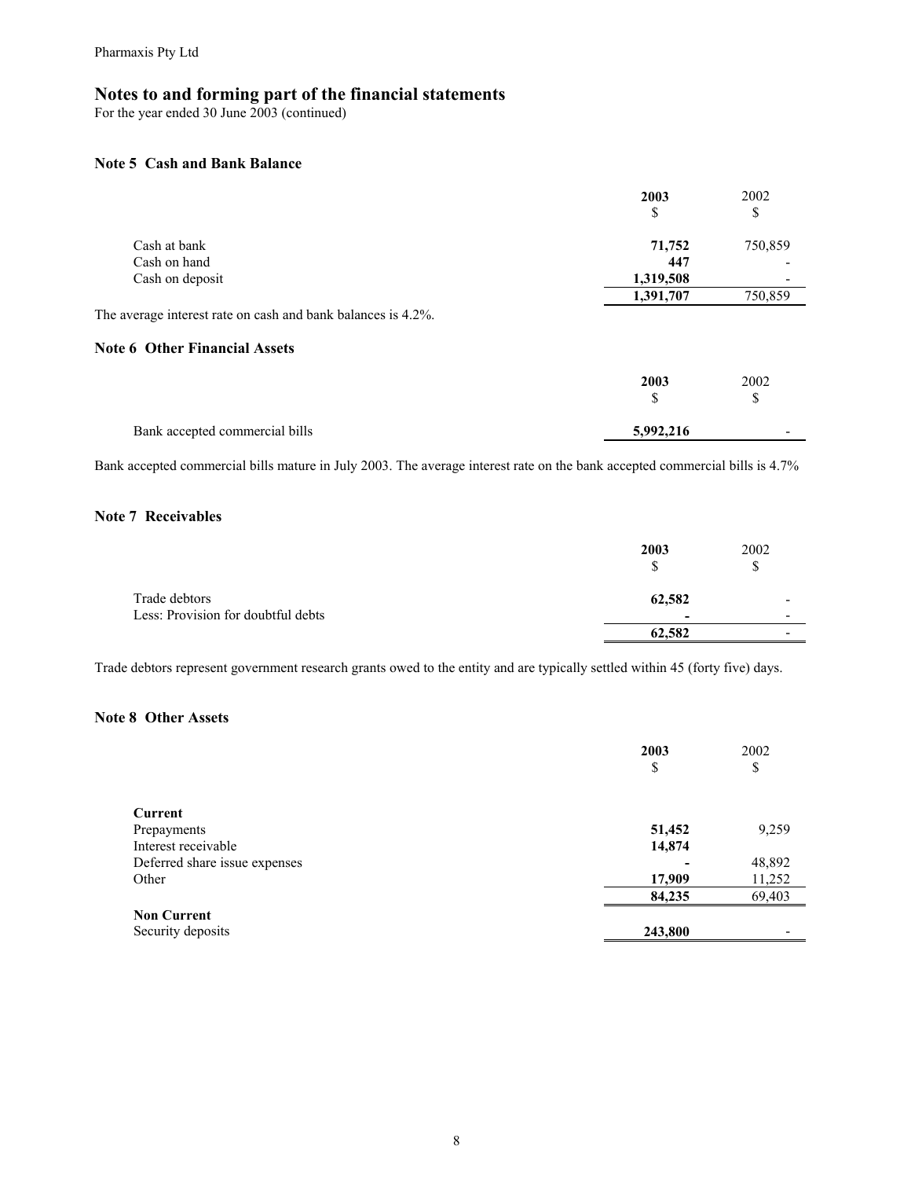Pharmaxis Pty Ltd

# Notes to and forming part of the financial statements

For the year ended 30 June 2003 (continued)

### Note 5 Cash and Bank Balance

| | **2003** | 2002 |
|---|---|---|
| | $ | $ |
| Cash at bank | **71,752** | 750,859 |
| Cash on hand | **447** | - |
| Cash on deposit | **1,319,508** | - |
| | **1,391,707** | 750,859 |

The average interest rate on cash and bank balances is 4.2%.

### Note 6 Other Financial Assets

| | **2003** | 2002 |
|---|---|---|
| | $ | $ |
| Bank accepted commercial bills | **5,992,216** | - |

Bank accepted commercial bills mature in July 2003. The average interest rate on the bank accepted commercial bills is 4.7%

### Note 7 Receivables

| | **2003** | 2002 |
|---|---|---|
| | $ | $ |
| Trade debtors | **62,582** | - |
| Less: Provision for doubtful debts | **-** | - |
| | **62,582** | - |

Trade debtors represent government research grants owed to the entity and are typically settled within 45 (forty five) days.

### Note 8 Other Assets

| | **2003** | 2002 |
|---|---|---|
| | $ | $ |
| **Current** | | |
| Prepayments | **51,452** | 9,259 |
| Interest receivable | **14,874** | |
| Deferred share issue expenses | **-** | 48,892 |
| Other | **17,909** | 11,252 |
| | **84,235** | 69,403 |
| **Non Current** | | |
| Security deposits | **243,800** | - |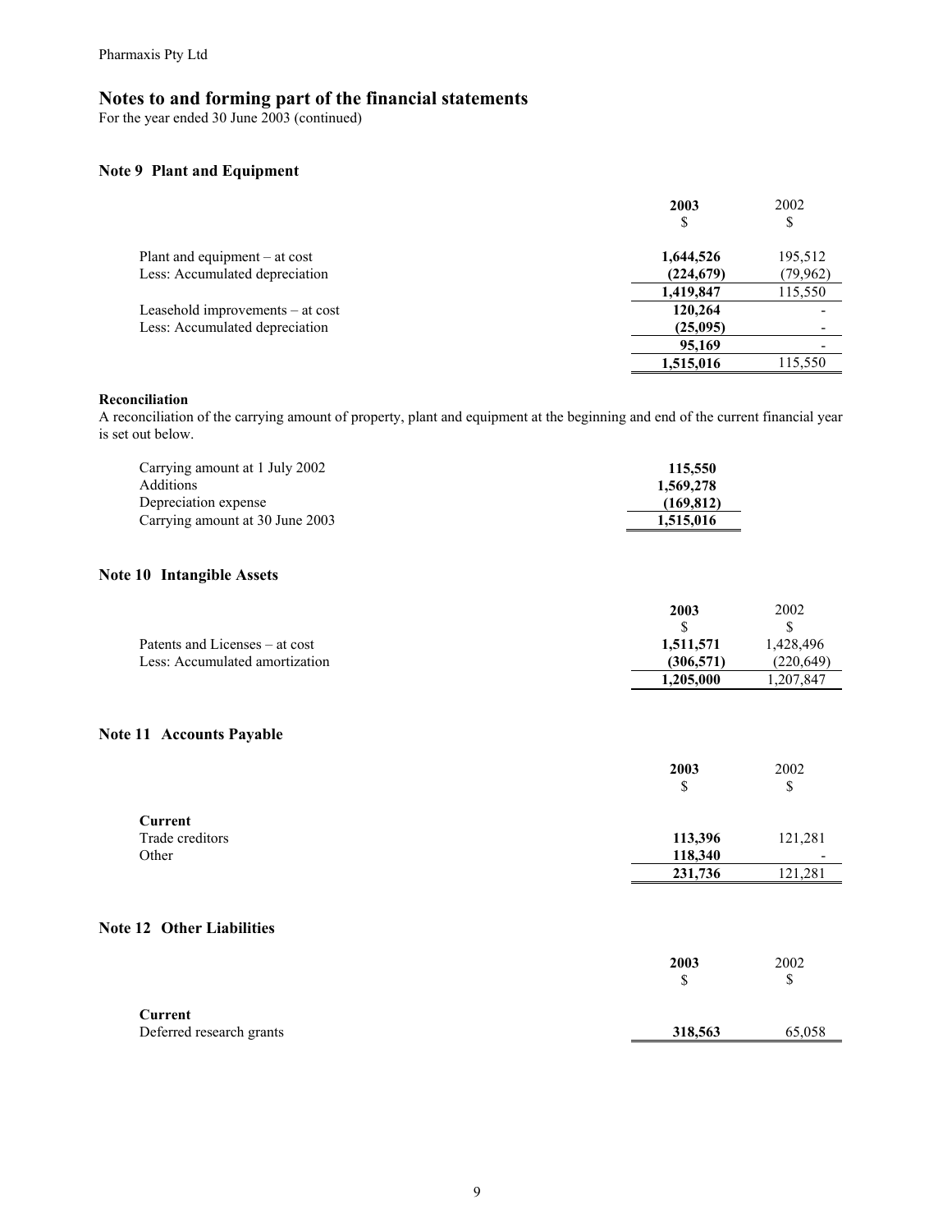## Notes to and forming part of the financial statements

For the year ended 30 June 2003 (continued)

### Note 9 Plant and Equipment

| | 2003 $ | 2002 $ |
|---|---|---|
| Plant and equipment – at cost | **1,644,526** | 195,512 |
| Less: Accumulated depreciation | **(224,679)** | (79,962) |
| | **1,419,847** | 115,550 |
| Leasehold improvements – at cost | **120,264** | - |
| Less: Accumulated depreciation | **(25,095)** | - |
| | **95,169** | - |
| | **1,515,016** | 115,550 |

**Reconciliation**

A reconciliation of the carrying amount of property, plant and equipment at the beginning and end of the current financial year is set out below.

| | |
|---|---|
| Carrying amount at 1 July 2002 | **115,550** |
| Additions | **1,569,278** |
| Depreciation expense | **(169,812)** |
| Carrying amount at 30 June 2003 | **1,515,016** |

### Note 10 Intangible Assets

| | 2003 $ | 2002 $ |
|---|---|---|
| Patents and Licenses – at cost | **1,511,571** | 1,428,496 |
| Less: Accumulated amortization | **(306,571)** | (220,649) |
| | **1,205,000** | 1,207,847 |

### Note 11 Accounts Payable

| | 2003 $ | 2002 $ |
|---|---|---|
| **Current** | | |
| Trade creditors | **113,396** | 121,281 |
| Other | **118,340** | - |
| | **231,736** | 121,281 |

### Note 12 Other Liabilities

| | 2003 $ | 2002 $ |
|---|---|---|
| **Current** | | |
| Deferred research grants | **318,563** | 65,058 |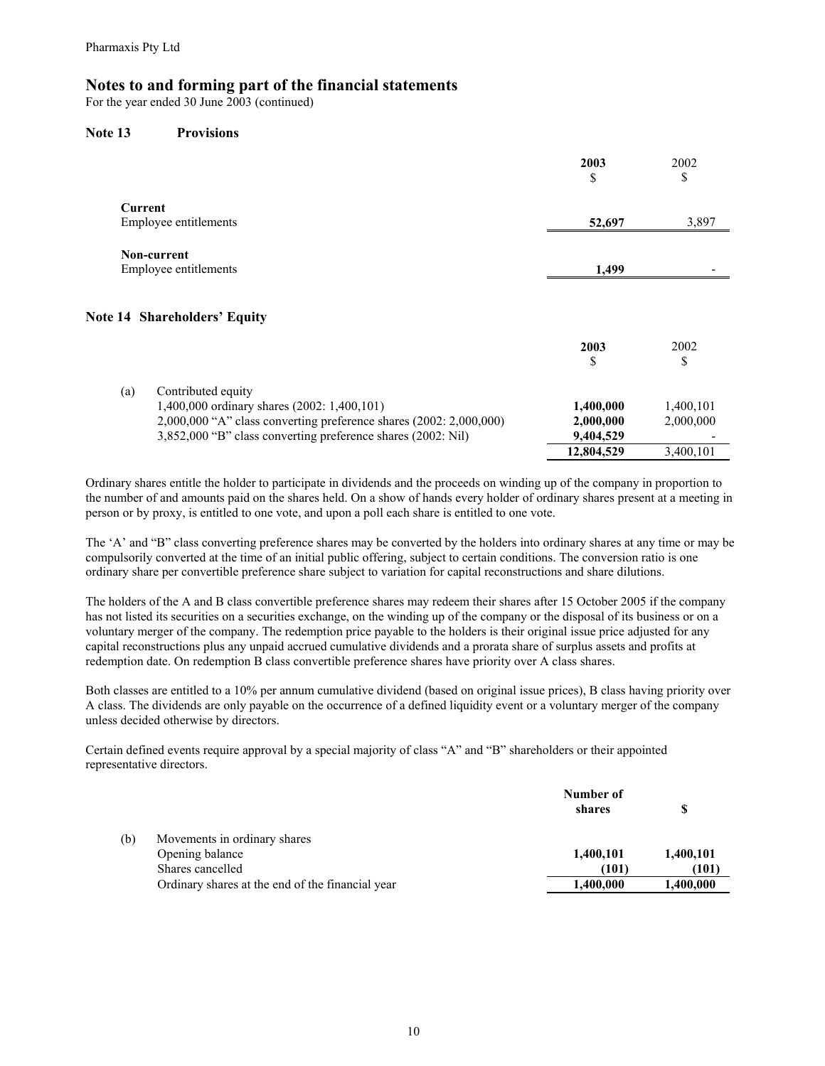Pharmaxis Pty Ltd

# Notes to and forming part of the financial statements

For the year ended 30 June 2003 (continued)

## Note 13 Provisions

| | 2003<br>$ | 2002<br>$ |
|---|---|---|
| **Current** | | |
| Employee entitlements | **52,697** | 3,897 |
| **Non-current** | | |
| Employee entitlements | **1,499** | - |

## Note 14 Shareholders' Equity

| | | 2003<br>$ | 2002<br>$ |
|---|---|---|---|
| (a) | Contributed equity | | |
| | 1,400,000 ordinary shares (2002: 1,400,101) | **1,400,000** | 1,400,101 |
| | 2,000,000 "A" class converting preference shares (2002: 2,000,000) | **2,000,000** | 2,000,000 |
| | 3,852,000 "B" class converting preference shares (2002: Nil) | **9,404,529** | - |
| | | **12,804,529** | 3,400,101 |

Ordinary shares entitle the holder to participate in dividends and the proceeds on winding up of the company in proportion to the number of and amounts paid on the shares held. On a show of hands every holder of ordinary shares present at a meeting in person or by proxy, is entitled to one vote, and upon a poll each share is entitled to one vote.

The 'A' and "B" class converting preference shares may be converted by the holders into ordinary shares at any time or may be compulsorily converted at the time of an initial public offering, subject to certain conditions. The conversion ratio is one ordinary share per convertible preference share subject to variation for capital reconstructions and share dilutions.

The holders of the A and B class convertible preference shares may redeem their shares after 15 October 2005 if the company has not listed its securities on a securities exchange, on the winding up of the company or the disposal of its business or on a voluntary merger of the company. The redemption price payable to the holders is their original issue price adjusted for any capital reconstructions plus any unpaid accrued cumulative dividends and a prorata share of surplus assets and profits at redemption date. On redemption B class convertible preference shares have priority over A class shares.

Both classes are entitled to a 10% per annum cumulative dividend (based on original issue prices), B class having priority over A class. The dividends are only payable on the occurrence of a defined liquidity event or a voluntary merger of the company unless decided otherwise by directors.

Certain defined events require approval by a special majority of class "A" and "B" shareholders or their appointed representative directors.

| | | Number of shares | $ |
|---|---|---|---|
| (b) | Movements in ordinary shares | | |
| | Opening balance | **1,400,101** | **1,400,101** |
| | Shares cancelled | **(101)** | **(101)** |
| | Ordinary shares at the end of the financial year | **1,400,000** | **1,400,000** |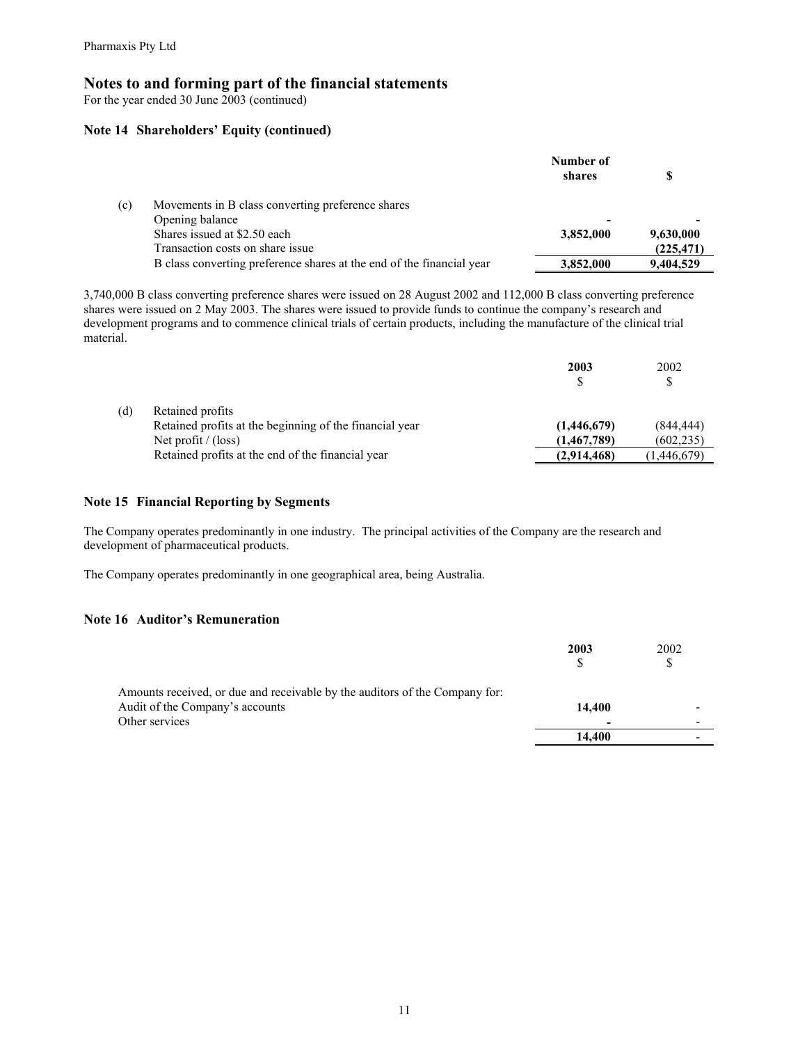Pharmaxis Pty Ltd

# Notes to and forming part of the financial statements

For the year ended 30 June 2003 (continued)

### Note 14 Shareholders' Equity (continued)

| | | Number of shares | $ |
|---|---|---|---|
| (c) | Movements in B class converting preference shares | | |
| | Opening balance | - | - |
| | Shares issued at $2.50 each | **3,852,000** | **9,630,000** |
| | Transaction costs on share issue | | **(225,471)** |
| | B class converting preference shares at the end of the financial year | **3,852,000** | **9,404,529** |

3,740,000 B class converting preference shares were issued on 28 August 2002 and 112,000 B class converting preference shares were issued on 2 May 2003. The shares were issued to provide funds to continue the company's research and development programs and to commence clinical trials of certain products, including the manufacture of the clinical trial material.

| | | 2003 $ | 2002 $ |
|---|---|---|---|
| (d) | Retained profits | | |
| | Retained profits at the beginning of the financial year | **(1,446,679)** | (844,444) |
| | Net profit / (loss) | **(1,467,789)** | (602,235) |
| | Retained profits at the end of the financial year | **(2,914,468)** | (1,446,679) |

### Note 15 Financial Reporting by Segments

The Company operates predominantly in one industry. The principal activities of the Company are the research and development of pharmaceutical products.

The Company operates predominantly in one geographical area, being Australia.

### Note 16 Auditor's Remuneration

| | 2003 $ | 2002 $ |
|---|---|---|
| Amounts received, or due and receivable by the auditors of the Company for: | | |
| Audit of the Company's accounts | **14,400** | - |
| Other services | **-** | - |
| | **14,400** | - |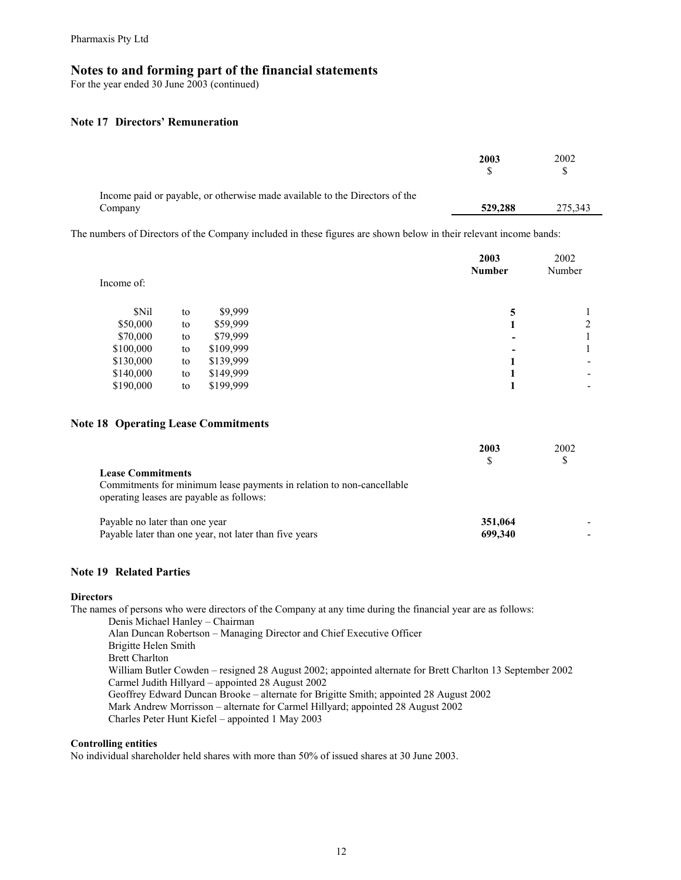Pharmaxis Pty Ltd

# Notes to and forming part of the financial statements

For the year ended 30 June 2003 (continued)

## Note 17 Directors' Remuneration

| | 2003 $ | 2002 $ |
|---|---|---|
| Income paid or payable, or otherwise made available to the Directors of the Company | **529,288** | 275,343 |

The numbers of Directors of the Company included in these figures are shown below in their relevant income bands:

| Income of: | 2003 Number | 2002 Number |
|---|---|---|
| $Nil to $9,999 | **5** | 1 |
| $50,000 to $59,999 | **1** | 2 |
| $70,000 to $79,999 | **-** | 1 |
| $100,000 to $109,999 | **-** | 1 |
| $130,000 to $139,999 | **1** | - |
| $140,000 to $149,999 | **1** | - |
| $190,000 to $199,999 | **1** | - |

## Note 18 Operating Lease Commitments

| | 2003 $ | 2002 $ |
|---|---|---|
| **Lease Commitments** | | |
| Commitments for minimum lease payments in relation to non-cancellable operating leases are payable as follows: | | |
| Payable no later than one year | **351,064** | - |
| Payable later than one year, not later than five years | **699,340** | - |

## Note 19 Related Parties

**Directors**

The names of persons who were directors of the Company at any time during the financial year are as follows:

- Denis Michael Hanley – Chairman
- Alan Duncan Robertson – Managing Director and Chief Executive Officer
- Brigitte Helen Smith
- Brett Charlton
- William Butler Cowden – resigned 28 August 2002; appointed alternate for Brett Charlton 13 September 2002
- Carmel Judith Hillyard – appointed 28 August 2002
- Geoffrey Edward Duncan Brooke – alternate for Brigitte Smith; appointed 28 August 2002
- Mark Andrew Morrisson – alternate for Carmel Hillyard; appointed 28 August 2002
- Charles Peter Hunt Kiefel – appointed 1 May 2003

**Controlling entities**

No individual shareholder held shares with more than 50% of issued shares at 30 June 2003.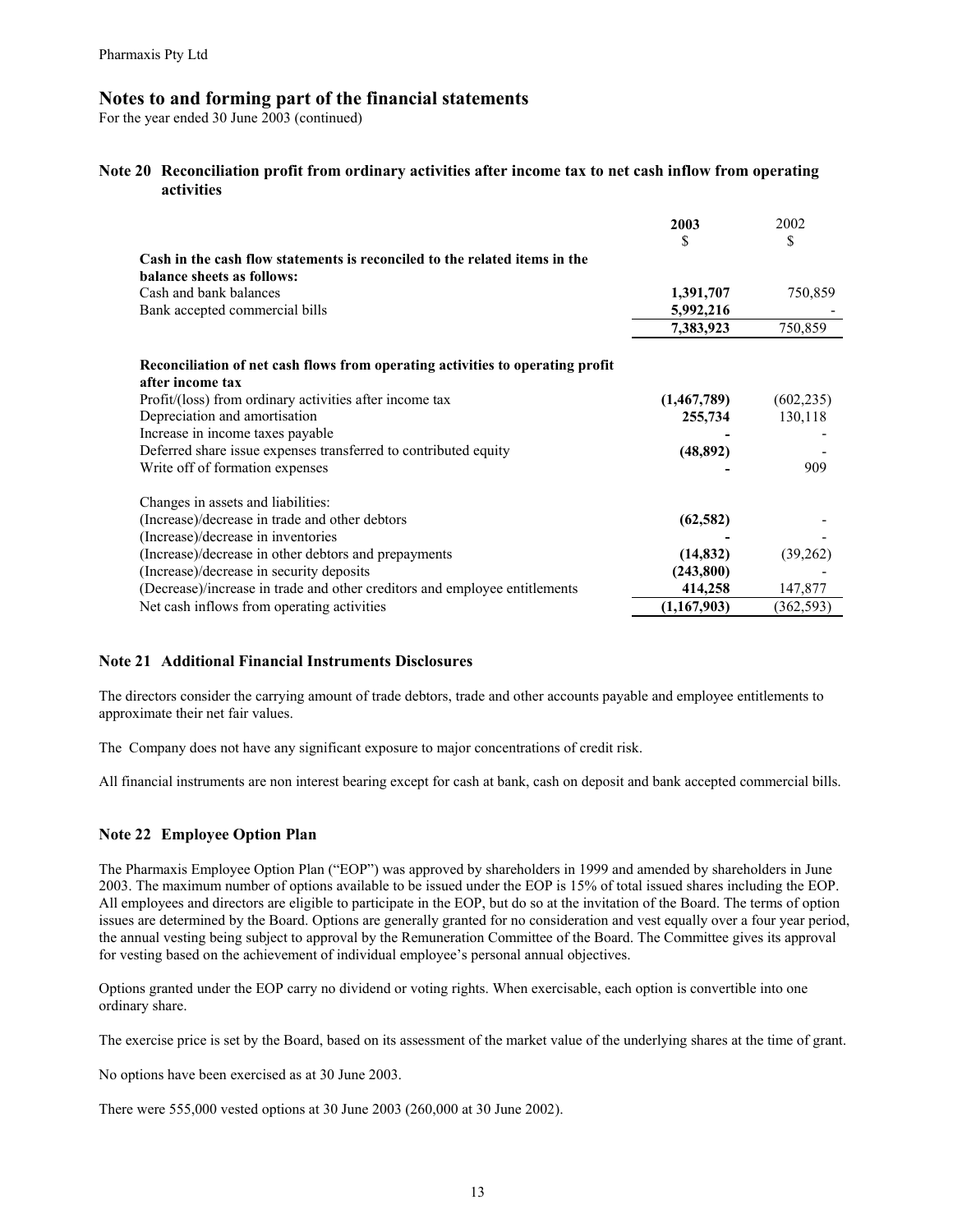Pharmaxis Pty Ltd

# Notes to and forming part of the financial statements

For the year ended 30 June 2003 (continued)

## Note 20 Reconciliation profit from ordinary activities after income tax to net cash inflow from operating activities

| | 2003 | 2002 |
|---|---|---|
| | $ | $ |
| **Cash in the cash flow statements is reconciled to the related items in the balance sheets as follows:** | | |
| Cash and bank balances | **1,391,707** | 750,859 |
| Bank accepted commercial bills | **5,992,216** | - |
| | **7,383,923** | 750,859 |
| | | |
| **Reconciliation of net cash flows from operating activities to operating profit after income tax** | | |
| Profit/(loss) from ordinary activities after income tax | **(1,467,789)** | (602,235) |
| Depreciation and amortisation | **255,734** | 130,118 |
| Increase in income taxes payable | **-** | - |
| Deferred share issue expenses transferred to contributed equity | **(48,892)** | - |
| Write off of formation expenses | **-** | 909 |
| | | |
| Changes in assets and liabilities: | | |
| (Increase)/decrease in trade and other debtors | **(62,582)** | - |
| (Increase)/decrease in inventories | **-** | - |
| (Increase)/decrease in other debtors and prepayments | **(14,832)** | (39,262) |
| (Increase)/decrease in security deposits | **(243,800)** | - |
| (Decrease)/increase in trade and other creditors and employee entitlements | **414,258** | 147,877 |
| Net cash inflows from operating activities | **(1,167,903)** | (362,593) |

## Note 21 Additional Financial Instruments Disclosures

The directors consider the carrying amount of trade debtors, trade and other accounts payable and employee entitlements to approximate their net fair values.

The Company does not have any significant exposure to major concentrations of credit risk.

All financial instruments are non interest bearing except for cash at bank, cash on deposit and bank accepted commercial bills.

## Note 22 Employee Option Plan

The Pharmaxis Employee Option Plan ("EOP") was approved by shareholders in 1999 and amended by shareholders in June 2003. The maximum number of options available to be issued under the EOP is 15% of total issued shares including the EOP. All employees and directors are eligible to participate in the EOP, but do so at the invitation of the Board. The terms of option issues are determined by the Board. Options are generally granted for no consideration and vest equally over a four year period, the annual vesting being subject to approval by the Remuneration Committee of the Board. The Committee gives its approval for vesting based on the achievement of individual employee's personal annual objectives.

Options granted under the EOP carry no dividend or voting rights. When exercisable, each option is convertible into one ordinary share.

The exercise price is set by the Board, based on its assessment of the market value of the underlying shares at the time of grant.

No options have been exercised as at 30 June 2003.

There were 555,000 vested options at 30 June 2003 (260,000 at 30 June 2002).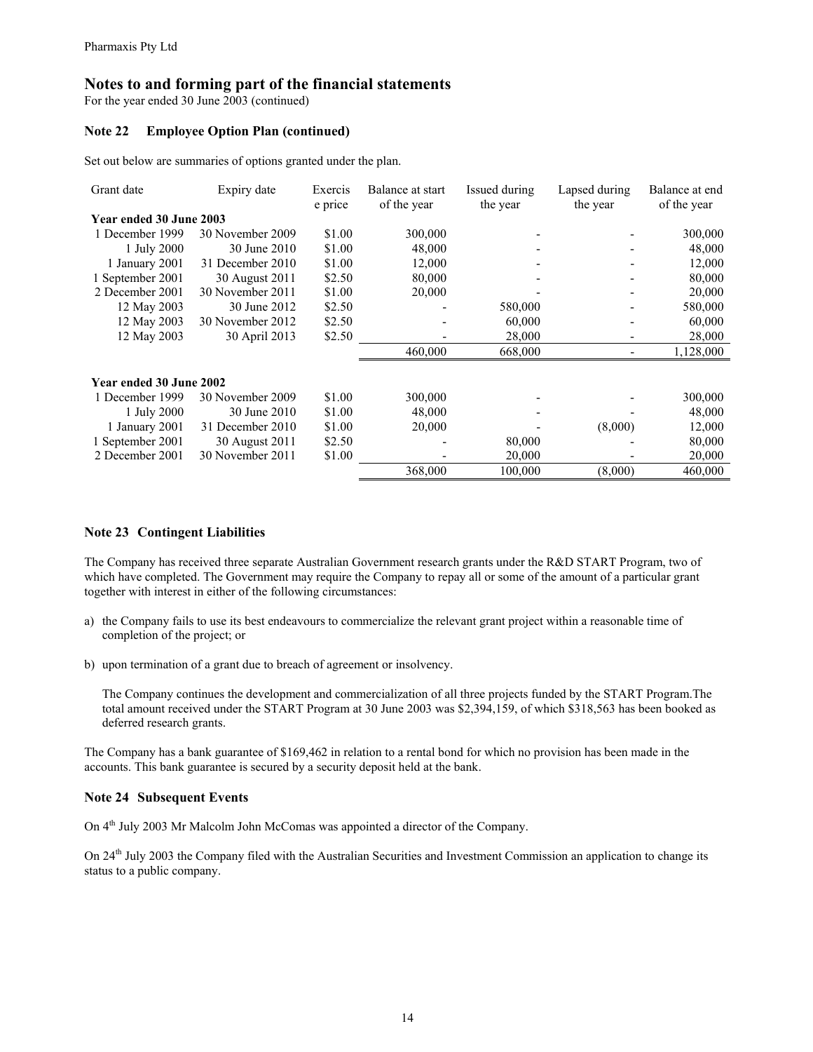Pharmaxis Pty Ltd

# Notes to and forming part of the financial statements

For the year ended 30 June 2003 (continued)

## Note 22 Employee Option Plan (continued)

Set out below are summaries of options granted under the plan.

| Grant date | Expiry date | Exercise price | Balance at start of the year | Issued during the year | Lapsed during the year | Balance at end of the year |
|---|---|---|---|---|---|---|
| **Year ended 30 June 2003** | | | | | | |
| 1 December 1999 | 30 November 2009 | $1.00 | 300,000 | - | - | 300,000 |
| 1 July 2000 | 30 June 2010 | $1.00 | 48,000 | - | - | 48,000 |
| 1 January 2001 | 31 December 2010 | $1.00 | 12,000 | - | - | 12,000 |
| 1 September 2001 | 30 August 2011 | $2.50 | 80,000 | - | - | 80,000 |
| 2 December 2001 | 30 November 2011 | $1.00 | 20,000 | - | - | 20,000 |
| 12 May 2003 | 30 June 2012 | $2.50 | - | 580,000 | - | 580,000 |
| 12 May 2003 | 30 November 2012 | $2.50 | - | 60,000 | - | 60,000 |
| 12 May 2003 | 30 April 2013 | $2.50 | - | 28,000 | - | 28,000 |
| | | | 460,000 | 668,000 | - | 1,128,000 |
| **Year ended 30 June 2002** | | | | | | |
| 1 December 1999 | 30 November 2009 | $1.00 | 300,000 | - | - | 300,000 |
| 1 July 2000 | 30 June 2010 | $1.00 | 48,000 | - | - | 48,000 |
| 1 January 2001 | 31 December 2010 | $1.00 | 20,000 | - | (8,000) | 12,000 |
| 1 September 2001 | 30 August 2011 | $2.50 | - | 80,000 | - | 80,000 |
| 2 December 2001 | 30 November 2011 | $1.00 | - | 20,000 | - | 20,000 |
| | | | 368,000 | 100,000 | (8,000) | 460,000 |

## Note 23 Contingent Liabilities

The Company has received three separate Australian Government research grants under the R&D START Program, two of which have completed. The Government may require the Company to repay all or some of the amount of a particular grant together with interest in either of the following circumstances:

a) the Company fails to use its best endeavours to commercialize the relevant grant project within a reasonable time of completion of the project; or

b) upon termination of a grant due to breach of agreement or insolvency.

The Company continues the development and commercialization of all three projects funded by the START Program.The total amount received under the START Program at 30 June 2003 was $2,394,159, of which $318,563 has been booked as deferred research grants.

The Company has a bank guarantee of $169,462 in relation to a rental bond for which no provision has been made in the accounts. This bank guarantee is secured by a security deposit held at the bank.

## Note 24 Subsequent Events

On 4th July 2003 Mr Malcolm John McComas was appointed a director of the Company.

On 24th July 2003 the Company filed with the Australian Securities and Investment Commission an application to change its status to a public company.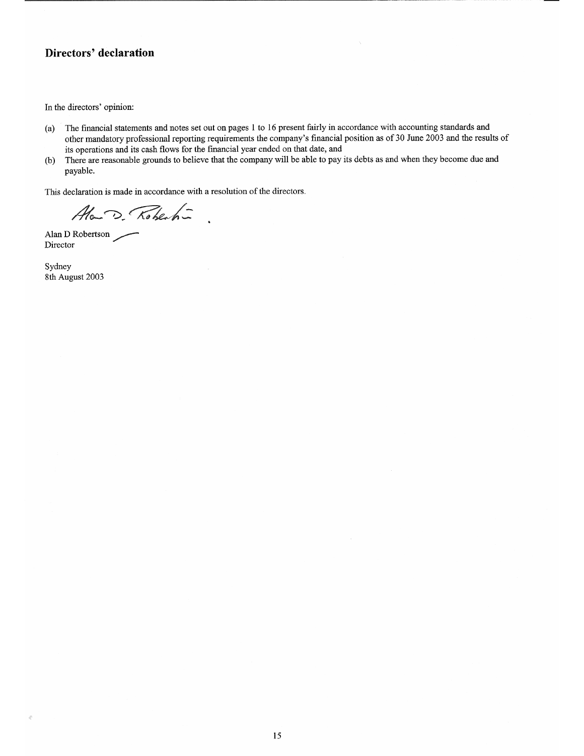## Directors' declaration

In the directors' opinion:

(a) The financial statements and notes set out on pages 1 to 16 present fairly in accordance with accounting standards and other mandatory professional reporting requirements the company's financial position as of 30 June 2003 and the results of its operations and its cash flows for the financial year ended on that date, and

(b) There are reasonable grounds to believe that the company will be able to pay its debts as and when they become due and payable.

This declaration is made in accordance with a resolution of the directors.

Alan D Robertson
Director

Sydney
8th August 2003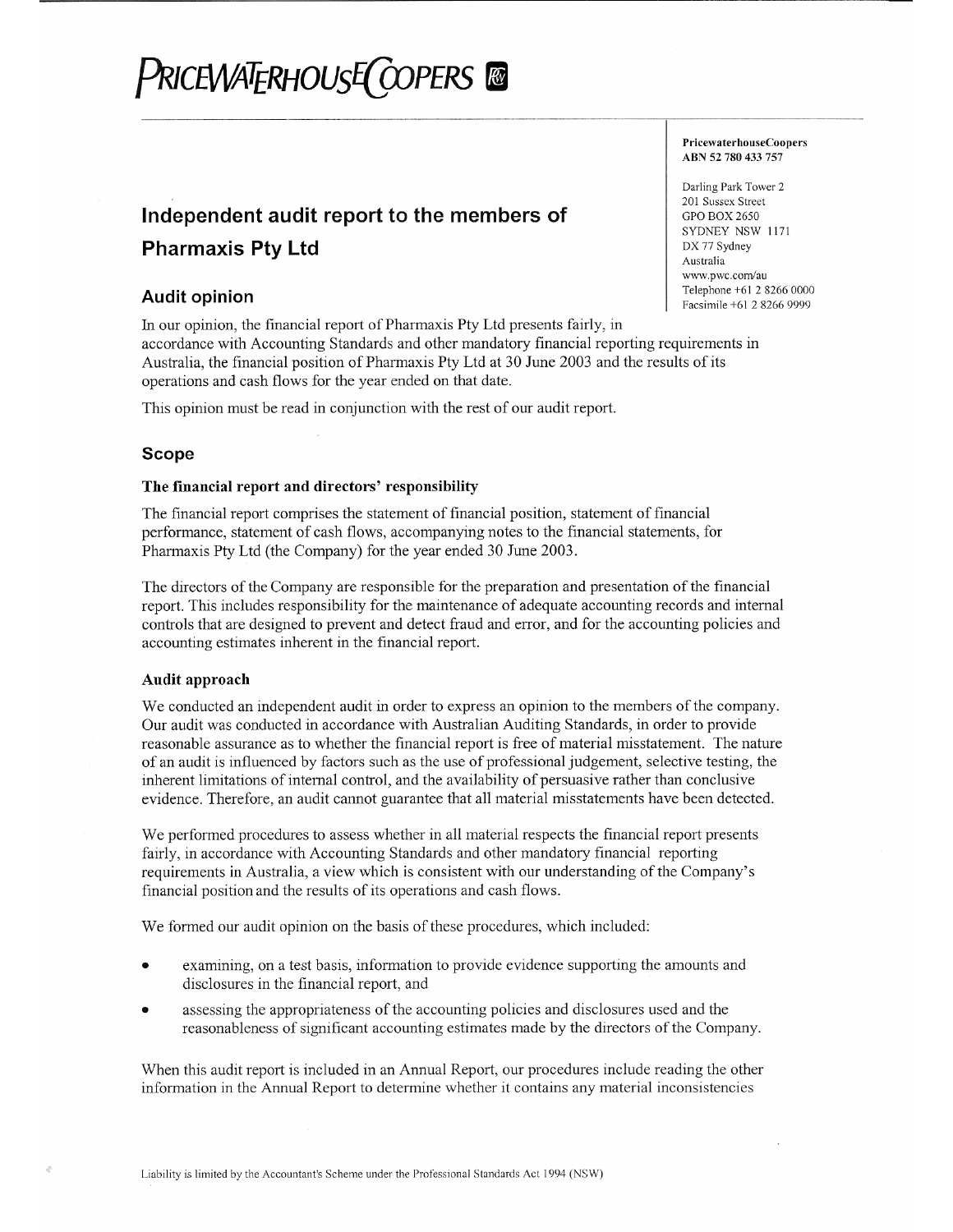# PRICEWATERHOUSECOOPERS

**PricewaterhouseCoopers**
**ABN 52 780 433 757**

Darling Park Tower 2
201 Sussex Street
GPO BOX 2650
SYDNEY NSW 1171
DX 77 Sydney
Australia
www.pwc.com/au
Telephone +61 2 8266 0000
Facsimile +61 2 8266 9999

## Independent audit report to the members of Pharmaxis Pty Ltd

### Audit opinion

In our opinion, the financial report of Pharmaxis Pty Ltd presents fairly, in accordance with Accounting Standards and other mandatory financial reporting requirements in Australia, the financial position of Pharmaxis Pty Ltd at 30 June 2003 and the results of its operations and cash flows for the year ended on that date.

This opinion must be read in conjunction with the rest of our audit report.

### Scope

#### The financial report and directors' responsibility

The financial report comprises the statement of financial position, statement of financial performance, statement of cash flows, accompanying notes to the financial statements, for Pharmaxis Pty Ltd (the Company) for the year ended 30 June 2003.

The directors of the Company are responsible for the preparation and presentation of the financial report. This includes responsibility for the maintenance of adequate accounting records and internal controls that are designed to prevent and detect fraud and error, and for the accounting policies and accounting estimates inherent in the financial report.

#### Audit approach

We conducted an independent audit in order to express an opinion to the members of the company. Our audit was conducted in accordance with Australian Auditing Standards, in order to provide reasonable assurance as to whether the financial report is free of material misstatement. The nature of an audit is influenced by factors such as the use of professional judgement, selective testing, the inherent limitations of internal control, and the availability of persuasive rather than conclusive evidence. Therefore, an audit cannot guarantee that all material misstatements have been detected.

We performed procedures to assess whether in all material respects the financial report presents fairly, in accordance with Accounting Standards and other mandatory financial reporting requirements in Australia, a view which is consistent with our understanding of the Company's financial position and the results of its operations and cash flows.

We formed our audit opinion on the basis of these procedures, which included:

- examining, on a test basis, information to provide evidence supporting the amounts and disclosures in the financial report, and
- assessing the appropriateness of the accounting policies and disclosures used and the reasonableness of significant accounting estimates made by the directors of the Company.

When this audit report is included in an Annual Report, our procedures include reading the other information in the Annual Report to determine whether it contains any material inconsistencies

Liability is limited by the Accountant's Scheme under the Professional Standards Act 1994 (NSW)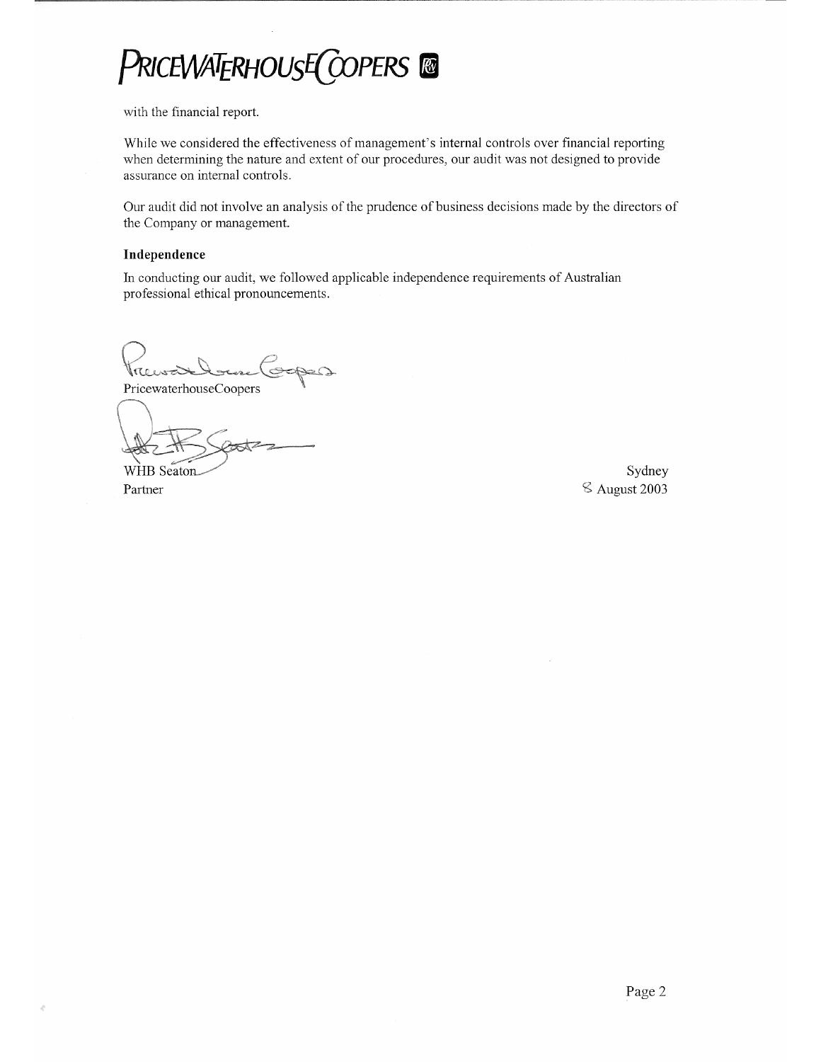with the financial report.

While we considered the effectiveness of management's internal controls over financial reporting when determining the nature and extent of our procedures, our audit was not designed to provide assurance on internal controls.

Our audit did not involve an analysis of the prudence of business decisions made by the directors of the Company or management.

**Independence**

In conducting our audit, we followed applicable independence requirements of Australian professional ethical pronouncements.

PricewaterhouseCoopers

WHB Seaton
Partner

Sydney
8 August 2003